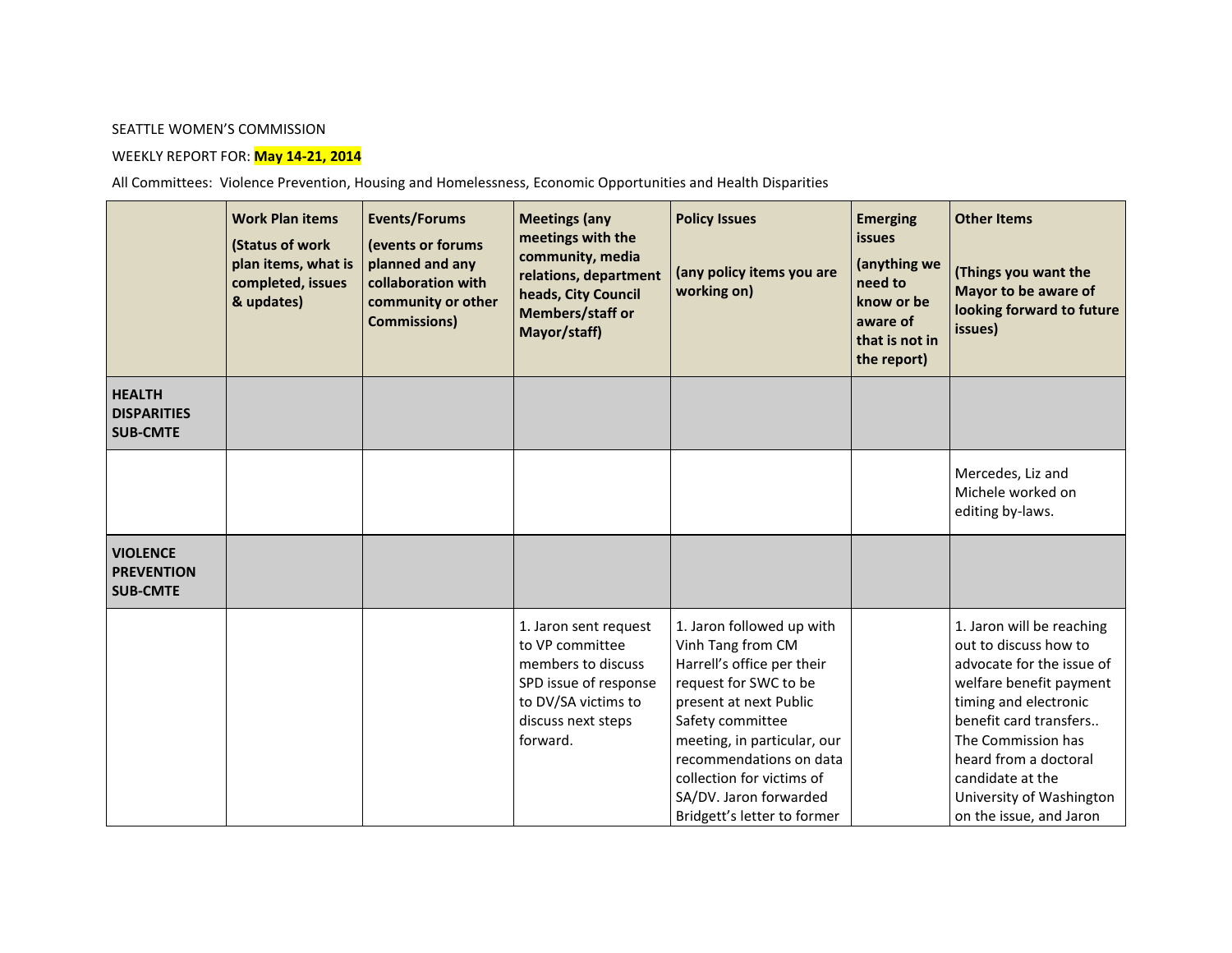SEATTLE WOMEN'S COMMISSION

WEEKLY REPORT FOR: **May 14-21, 2014**

All Committees: Violence Prevention, Housing and Homelessness, Economic Opportunities and Health Disparities

| | **Work Plan items** (Status of work plan items, what is completed, issues & updates) | **Events/Forums** (events or forums planned and any collaboration with community or other Commissions) | **Meetings (any meetings with the community, media relations, department heads, City Council Members/staff or Mayor/staff)** | **Policy Issues** (any policy items you are working on) | **Emerging issues** (anything we need to know or be aware of that is not in the report) | **Other Items** (Things you want the Mayor to be aware of looking forward to future issues) |
|---|---|---|---|---|---|---|
| **HEALTH DISPARITIES SUB-CMTE** | | | | | | |
| | | | | | | Mercedes, Liz and Michele worked on editing by-laws. |
| **VIOLENCE PREVENTION SUB-CMTE** | | | | | | |
| | | | 1. Jaron sent request to VP committee members to discuss SPD issue of response to DV/SA victims to discuss next steps forward. | 1. Jaron followed up with Vinh Tang from CM Harrell's office per their request for SWC to be present at next Public Safety committee meeting, in particular, our recommendations on data collection for victims of SA/DV. Jaron forwarded Bridgett's letter to former | | 1. Jaron will be reaching out to discuss how to advocate for the issue of welfare benefit payment timing and electronic benefit card transfers.. The Commission has heard from a doctoral candidate at the University of Washington on the issue, and Jaron |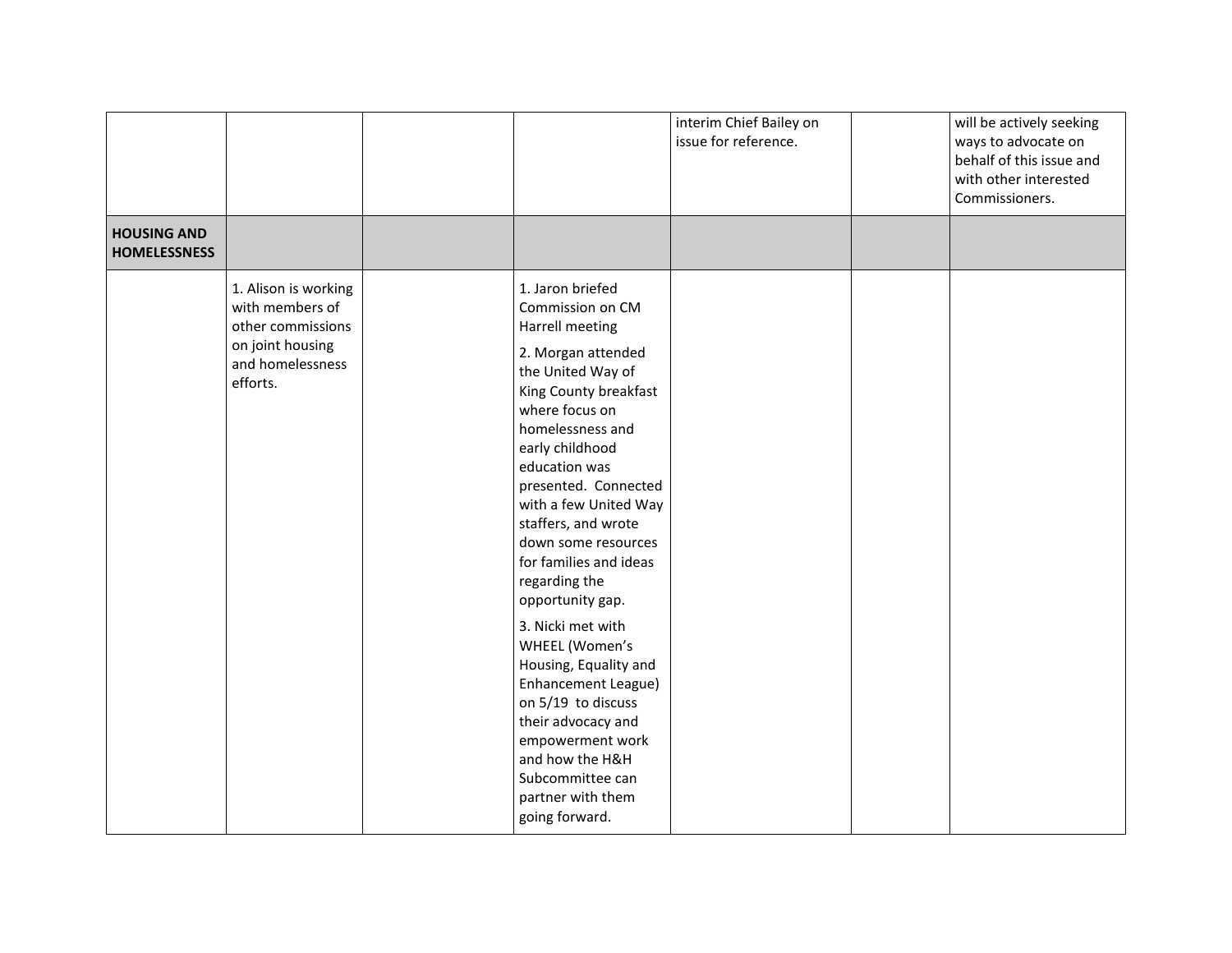| | | | | | | |
|---|---|---|---|---|---|---|
| | | | | interim Chief Bailey on issue for reference. | | will be actively seeking ways to advocate on behalf of this issue and with other interested Commissioners. |
| **HOUSING AND HOMELESSNESS** | | | | | | |
| | 1. Alison is working with members of other commissions on joint housing and homelessness efforts. | | 1. Jaron briefed Commission on CM Harrell meeting<br>2. Morgan attended the United Way of King County breakfast where focus on homelessness and early childhood education was presented. Connected with a few United Way staffers, and wrote down some resources for families and ideas regarding the opportunity gap.<br>3. Nicki met with WHEEL (Women's Housing, Equality and Enhancement League) on 5/19 to discuss their advocacy and empowerment work and how the H&H Subcommittee can partner with them going forward. | | | |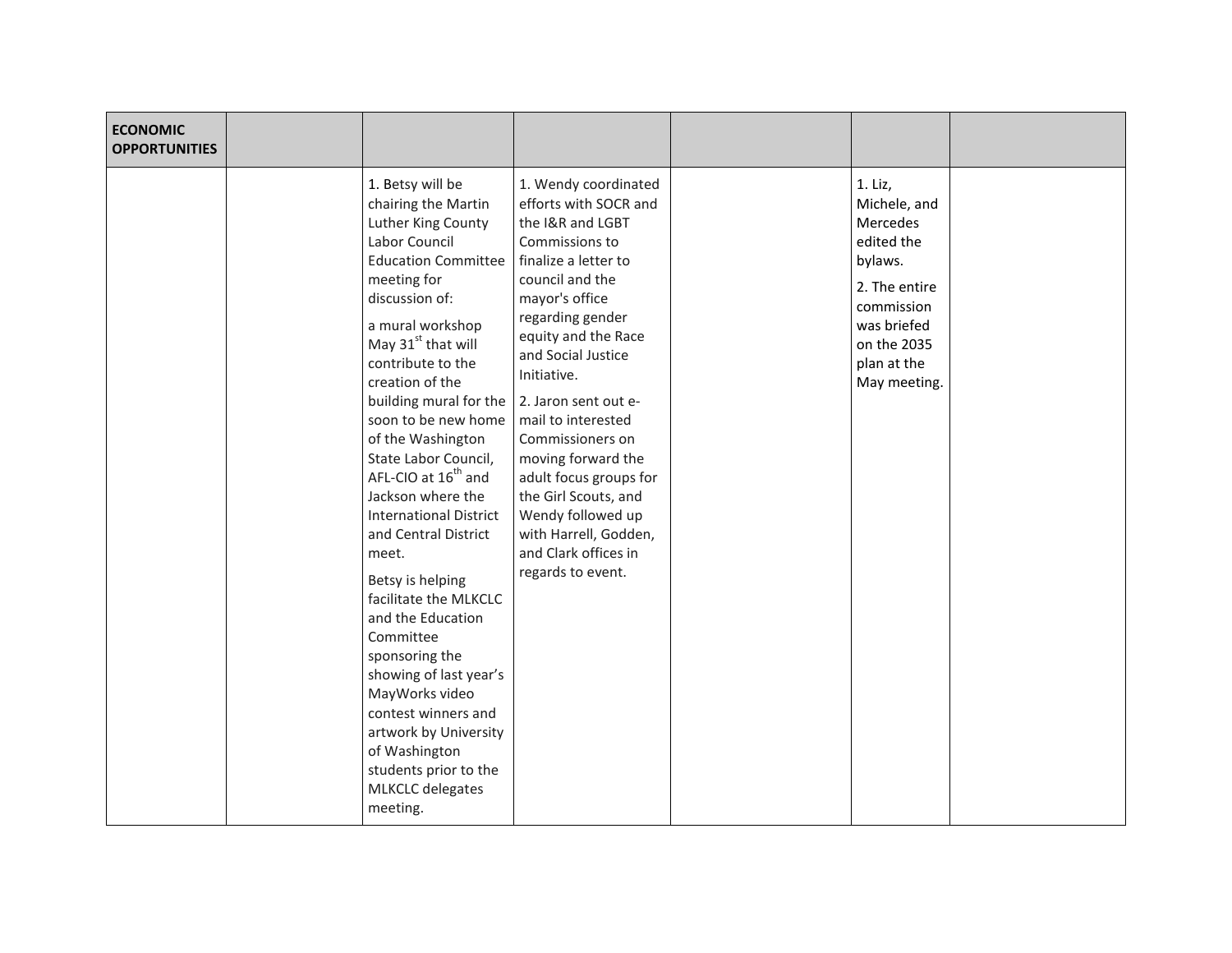| ECONOMIC OPPORTUNITIES | | | | | | |
|---|---|---|---|---|---|---|
| | | 1. Betsy will be chairing the Martin Luther King County Labor Council Education Committee meeting for discussion of:<br><br>a mural workshop May 31st that will contribute to the creation of the building mural for the soon to be new home of the Washington State Labor Council, AFL-CIO at 16th and Jackson where the International District and Central District meet.<br><br>Betsy is helping facilitate the MLKCLC and the Education Committee sponsoring the showing of last year's MayWorks video contest winners and artwork by University of Washington students prior to the MLKCLC delegates meeting. | 1. Wendy coordinated efforts with SOCR and the I&R and LGBT Commissions to finalize a letter to council and the mayor's office regarding gender equity and the Race and Social Justice Initiative.<br><br>2. Jaron sent out e-mail to interested Commissioners on moving forward the adult focus groups for the Girl Scouts, and Wendy followed up with Harrell, Godden, and Clark offices in regards to event. | | 1. Liz, Michele, and Mercedes edited the bylaws.<br><br>2. The entire commission was briefed on the 2035 plan at the May meeting. | |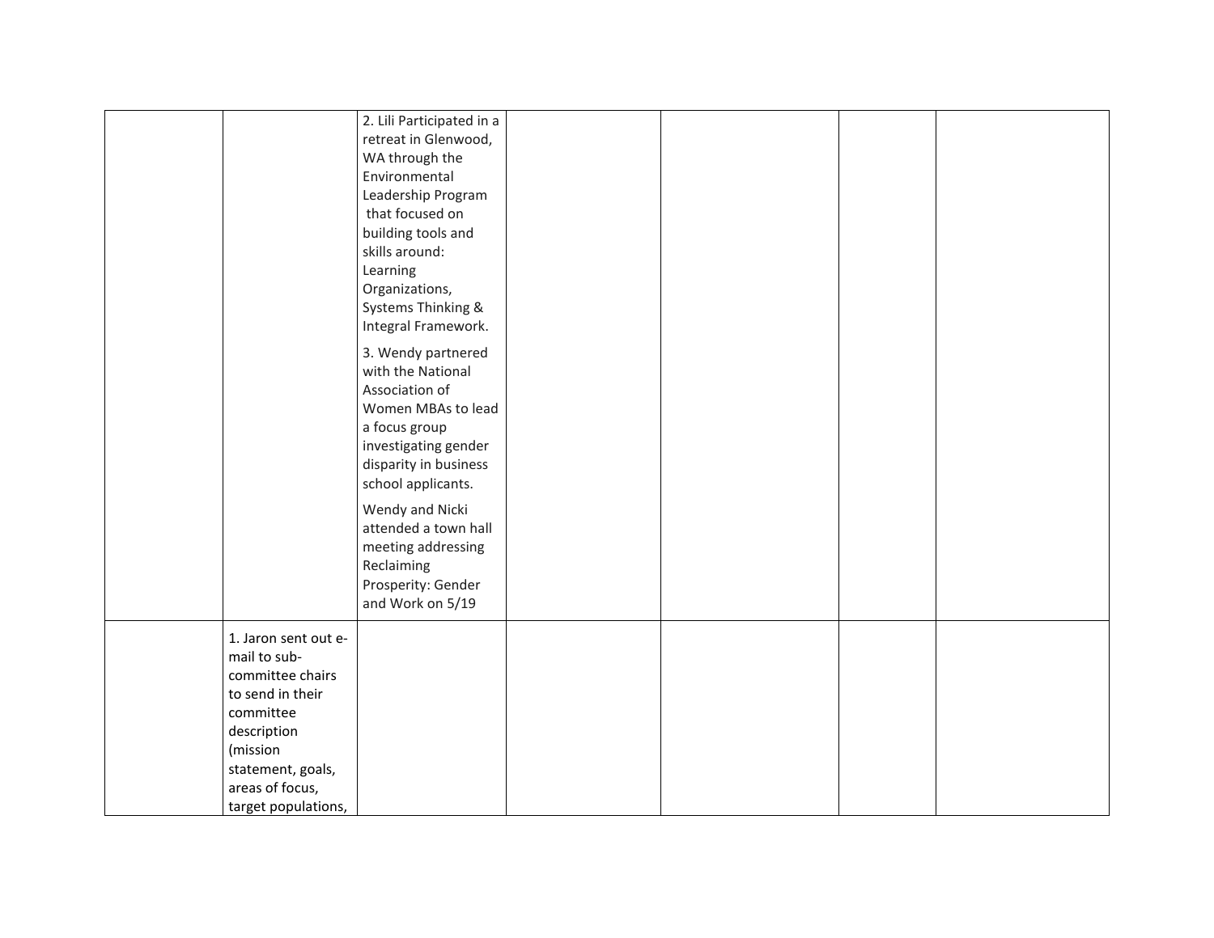| | | | | | | |
|---|---|---|---|---|---|---|
| | | 2. Lili Participated in a retreat in Glenwood, WA through the Environmental Leadership Program that focused on building tools and skills around: Learning Organizations, Systems Thinking & Integral Framework.<br><br>3. Wendy partnered with the National Association of Women MBAs to lead a focus group investigating gender disparity in business school applicants.<br><br>Wendy and Nicki attended a town hall meeting addressing Reclaiming Prosperity: Gender and Work on 5/19 | | | | |
| | 1. Jaron sent out e-mail to sub-committee chairs to send in their committee description (mission statement, goals, areas of focus, target populations, | | | | | |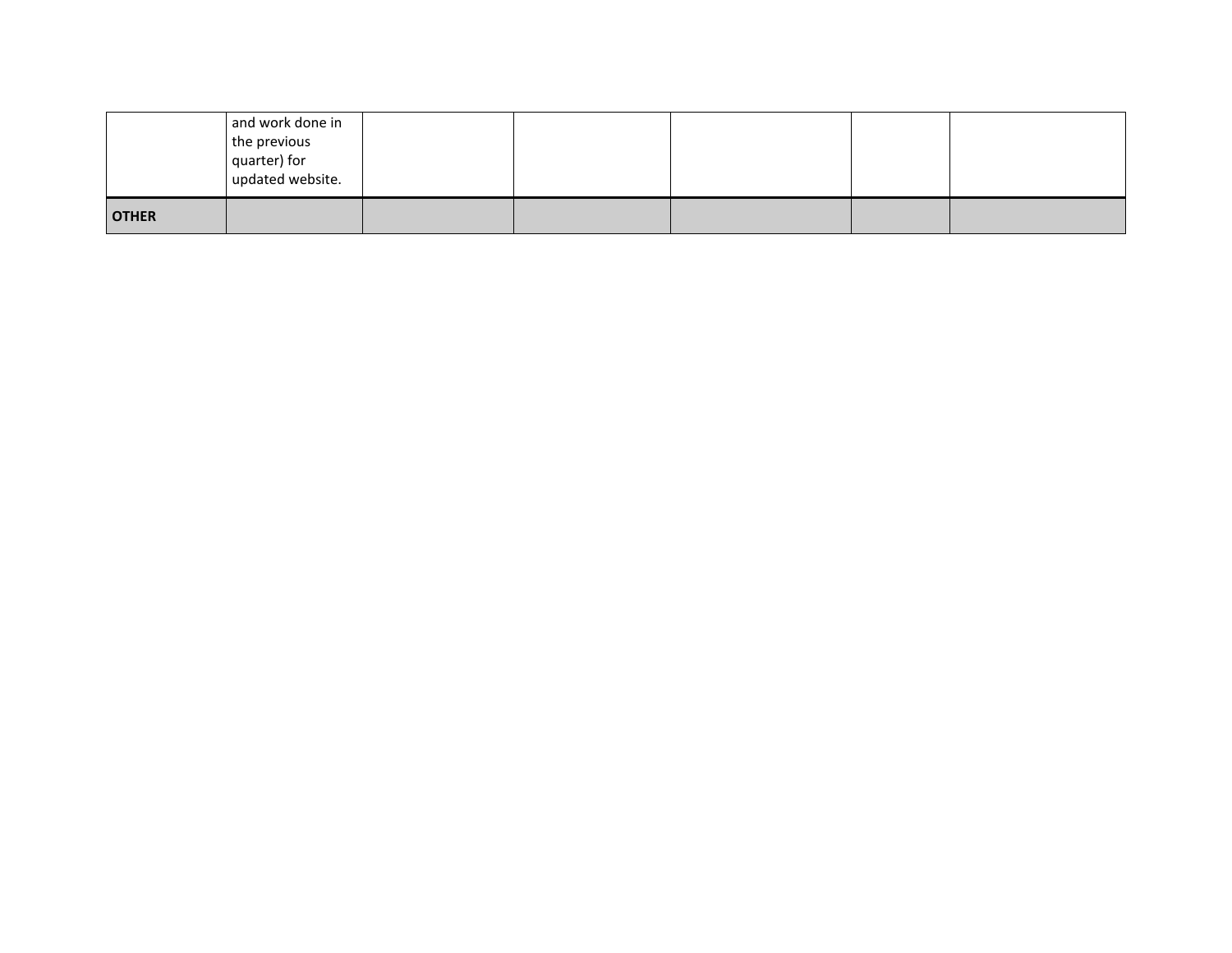| | | | | | | |
|---|---|---|---|---|---|---|
| | and work done in the previous quarter) for updated website. | | | | | |
| **OTHER** | | | | | | |